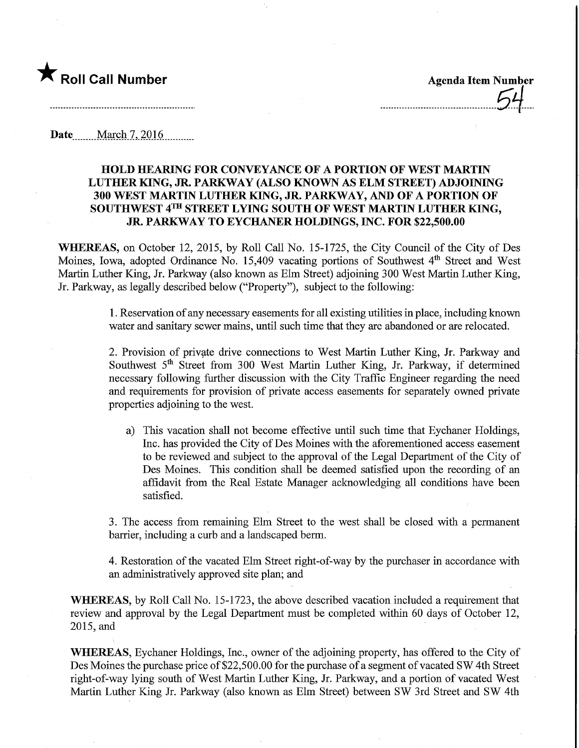★ **Roll Call Number**

**Agenda Item Number** 54

Date March 7, 2016

**HOLD HEARING FOR CONVEYANCE OF A PORTION OF WEST MARTIN LUTHER KING, JR. PARKWAY (ALSO KNOWN AS ELM STREET) ADJOINING 300 WEST MARTIN LUTHER KING, JR. PARKWAY, AND OF A PORTION OF SOUTHWEST 4TH STREET LYING SOUTH OF WEST MARTIN LUTHER KING, JR. PARKWAY TO EYCHANER HOLDINGS, INC. FOR $22,500.00**

**WHEREAS,** on October 12, 2015, by Roll Call No. 15-1725, the City Council of the City of Des Moines, Iowa, adopted Ordinance No. 15,409 vacating portions of Southwest 4th Street and West Martin Luther King, Jr. Parkway (also known as Elm Street) adjoining 300 West Martin Luther King, Jr. Parkway, as legally described below ("Property"), subject to the following:

1. Reservation of any necessary easements for all existing utilities in place, including known water and sanitary sewer mains, until such time that they are abandoned or are relocated.

2. Provision of private drive connections to West Martin Luther King, Jr. Parkway and Southwest 5th Street from 300 West Martin Luther King, Jr. Parkway, if determined necessary following further discussion with the City Traffic Engineer regarding the need and requirements for provision of private access easements for separately owned private properties adjoining to the west.

   a) This vacation shall not become effective until such time that Eychaner Holdings, Inc. has provided the City of Des Moines with the aforementioned access easement to be reviewed and subject to the approval of the Legal Department of the City of Des Moines. This condition shall be deemed satisfied upon the recording of an affidavit from the Real Estate Manager acknowledging all conditions have been satisfied.

3. The access from remaining Elm Street to the west shall be closed with a permanent barrier, including a curb and a landscaped berm.

4. Restoration of the vacated Elm Street right-of-way by the purchaser in accordance with an administratively approved site plan; and

**WHEREAS,** by Roll Call No. 15-1723, the above described vacation included a requirement that review and approval by the Legal Department must be completed within 60 days of October 12, 2015, and

**WHEREAS,** Eychaner Holdings, Inc., owner of the adjoining property, has offered to the City of Des Moines the purchase price of $22,500.00 for the purchase of a segment of vacated SW 4th Street right-of-way lying south of West Martin Luther King, Jr. Parkway, and a portion of vacated West Martin Luther King Jr. Parkway (also known as Elm Street) between SW 3rd Street and SW 4th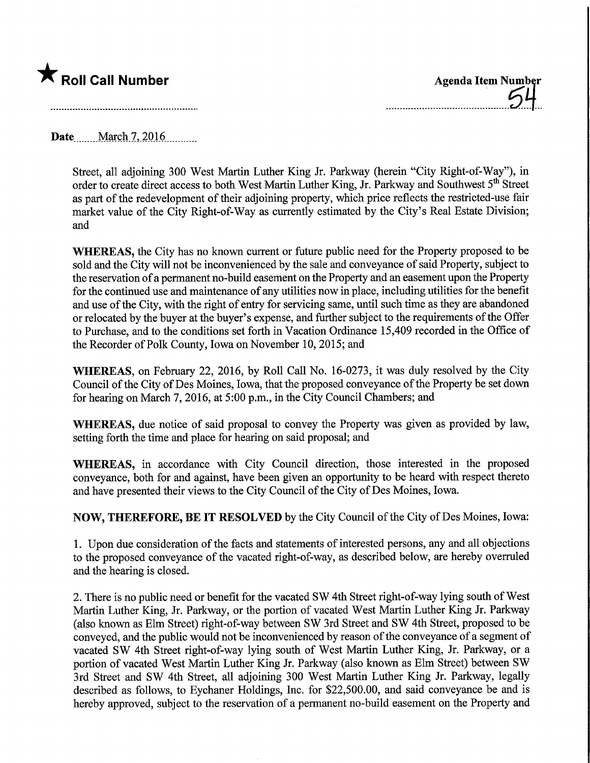Street, all adjoining 300 West Martin Luther King Jr. Parkway (herein "City Right-of-Way"), in order to create direct access to both West Martin Luther King, Jr. Parkway and Southwest 5th Street as part of the redevelopment of their adjoining property, which price reflects the restricted-use fair market value of the City Right-of-Way as currently estimated by the City's Real Estate Division; and

**WHEREAS,** the City has no known current or future public need for the Property proposed to be sold and the City will not be inconvenienced by the sale and conveyance of said Property, subject to the reservation of a permanent no-build easement on the Property and an easement upon the Property for the continued use and maintenance of any utilities now in place, including utilities for the benefit and use of the City, with the right of entry for servicing same, until such time as they are abandoned or relocated by the buyer at the buyer's expense, and further subject to the requirements of the Offer to Purchase, and to the conditions set forth in Vacation Ordinance 15,409 recorded in the Office of the Recorder of Polk County, Iowa on November 10, 2015; and

**WHEREAS,** on February 22, 2016, by Roll Call No. 16-0273, it was duly resolved by the City Council of the City of Des Moines, Iowa, that the proposed conveyance of the Property be set down for hearing on March 7, 2016, at 5:00 p.m., in the City Council Chambers; and

**WHEREAS,** due notice of said proposal to convey the Property was given as provided by law, setting forth the time and place for hearing on said proposal; and

**WHEREAS,** in accordance with City Council direction, those interested in the proposed conveyance, both for and against, have been given an opportunity to be heard with respect thereto and have presented their views to the City Council of the City of Des Moines, Iowa.

**NOW, THEREFORE, BE IT RESOLVED** by the City Council of the City of Des Moines, Iowa:

1. Upon due consideration of the facts and statements of interested persons, any and all objections to the proposed conveyance of the vacated right-of-way, as described below, are hereby overruled and the hearing is closed.

2. There is no public need or benefit for the vacated SW 4th Street right-of-way lying south of West Martin Luther King, Jr. Parkway, or the portion of vacated West Martin Luther King Jr. Parkway (also known as Elm Street) right-of-way between SW 3rd Street and SW 4th Street, proposed to be conveyed, and the public would not be inconvenienced by reason of the conveyance of a segment of vacated SW 4th Street right-of-way lying south of West Martin Luther King, Jr. Parkway, or a portion of vacated West Martin Luther King Jr. Parkway (also known as Elm Street) between SW 3rd Street and SW 4th Street, all adjoining 300 West Martin Luther King Jr. Parkway, legally described as follows, to Eychaner Holdings, Inc. for $22,500.00, and said conveyance be and is hereby approved, subject to the reservation of a permanent no-build easement on the Property and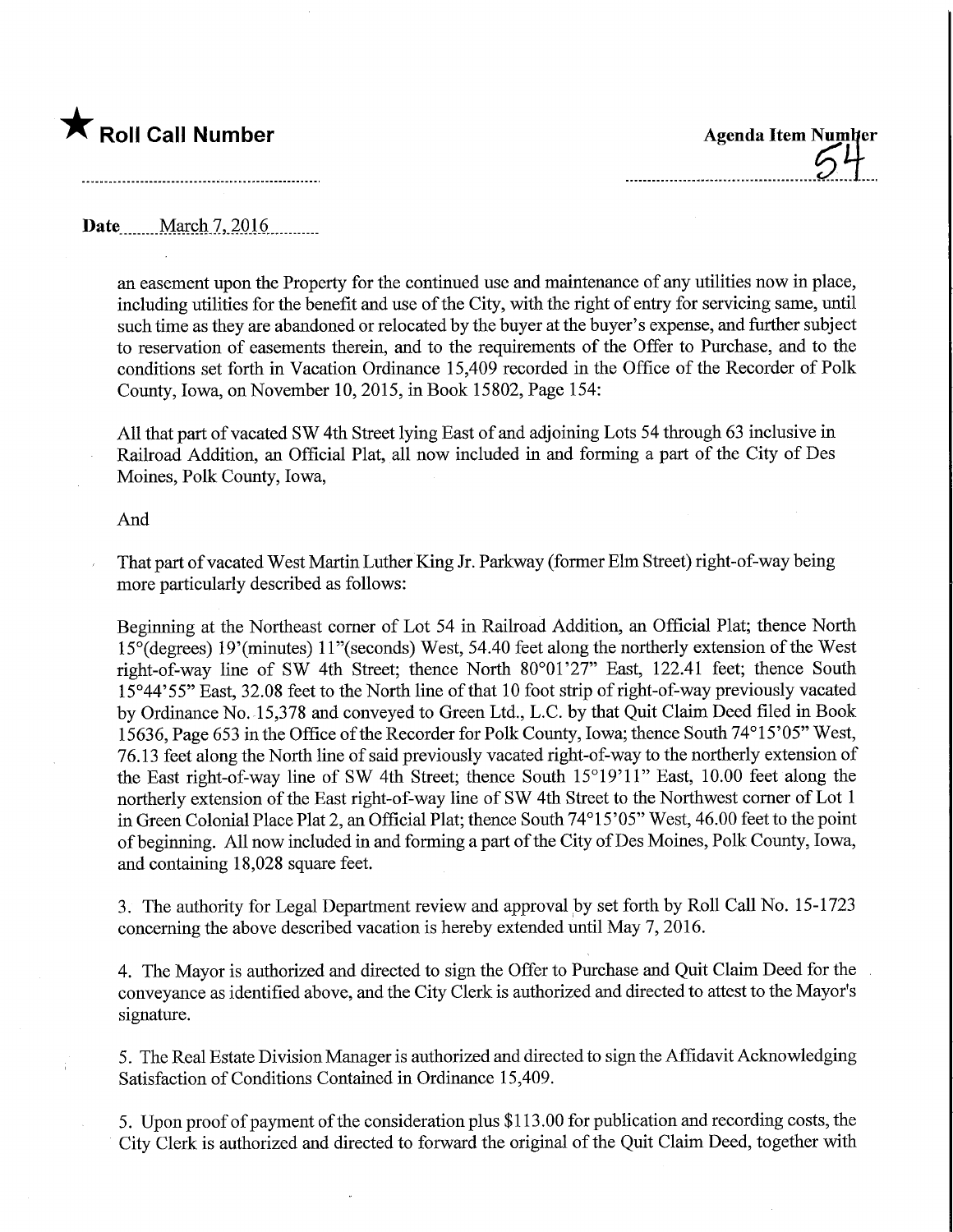★ **Roll Call Number**

**Agenda Item Number** 54

**Date** March 7, 2016

an easement upon the Property for the continued use and maintenance of any utilities now in place, including utilities for the benefit and use of the City, with the right of entry for servicing same, until such time as they are abandoned or relocated by the buyer at the buyer's expense, and further subject to reservation of easements therein, and to the requirements of the Offer to Purchase, and to the conditions set forth in Vacation Ordinance 15,409 recorded in the Office of the Recorder of Polk County, Iowa, on November 10, 2015, in Book 15802, Page 154:

All that part of vacated SW 4th Street lying East of and adjoining Lots 54 through 63 inclusive in Railroad Addition, an Official Plat, all now included in and forming a part of the City of Des Moines, Polk County, Iowa,

And

That part of vacated West Martin Luther King Jr. Parkway (former Elm Street) right-of-way being more particularly described as follows:

Beginning at the Northeast corner of Lot 54 in Railroad Addition, an Official Plat; thence North 15°(degrees) 19'(minutes) 11"(seconds) West, 54.40 feet along the northerly extension of the West right-of-way line of SW 4th Street; thence North 80°01'27" East, 122.41 feet; thence South 15°44'55" East, 32.08 feet to the North line of that 10 foot strip of right-of-way previously vacated by Ordinance No. 15,378 and conveyed to Green Ltd., L.C. by that Quit Claim Deed filed in Book 15636, Page 653 in the Office of the Recorder for Polk County, Iowa; thence South 74°15'05" West, 76.13 feet along the North line of said previously vacated right-of-way to the northerly extension of the East right-of-way line of SW 4th Street; thence South 15°19'11" East, 10.00 feet along the northerly extension of the East right-of-way line of SW 4th Street to the Northwest corner of Lot 1 in Green Colonial Place Plat 2, an Official Plat; thence South 74°15'05" West, 46.00 feet to the point of beginning. All now included in and forming a part of the City of Des Moines, Polk County, Iowa, and containing 18,028 square feet.

3. The authority for Legal Department review and approval by set forth by Roll Call No. 15-1723 concerning the above described vacation is hereby extended until May 7, 2016.

4. The Mayor is authorized and directed to sign the Offer to Purchase and Quit Claim Deed for the conveyance as identified above, and the City Clerk is authorized and directed to attest to the Mayor's signature.

5. The Real Estate Division Manager is authorized and directed to sign the Affidavit Acknowledging Satisfaction of Conditions Contained in Ordinance 15,409.

5. Upon proof of payment of the consideration plus $113.00 for publication and recording costs, the City Clerk is authorized and directed to forward the original of the Quit Claim Deed, together with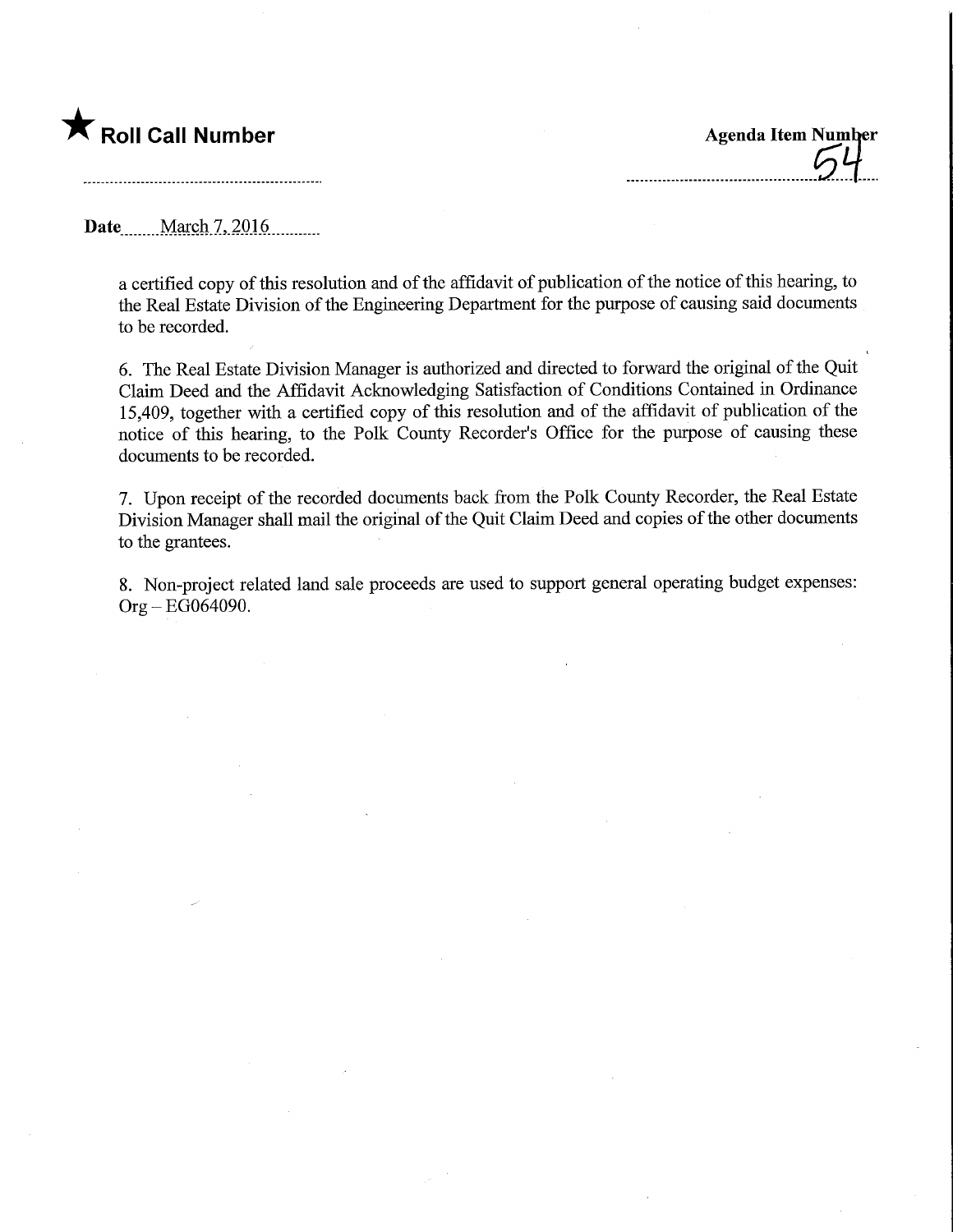★ **Roll Call Number**

**Agenda Item Number**
54

**Date** March 7, 2016

a certified copy of this resolution and of the affidavit of publication of the notice of this hearing, to the Real Estate Division of the Engineering Department for the purpose of causing said documents to be recorded.

6. The Real Estate Division Manager is authorized and directed to forward the original of the Quit Claim Deed and the Affidavit Acknowledging Satisfaction of Conditions Contained in Ordinance 15,409, together with a certified copy of this resolution and of the affidavit of publication of the notice of this hearing, to the Polk County Recorder's Office for the purpose of causing these documents to be recorded.

7. Upon receipt of the recorded documents back from the Polk County Recorder, the Real Estate Division Manager shall mail the original of the Quit Claim Deed and copies of the other documents to the grantees.

8. Non-project related land sale proceeds are used to support general operating budget expenses: Org – EG064090.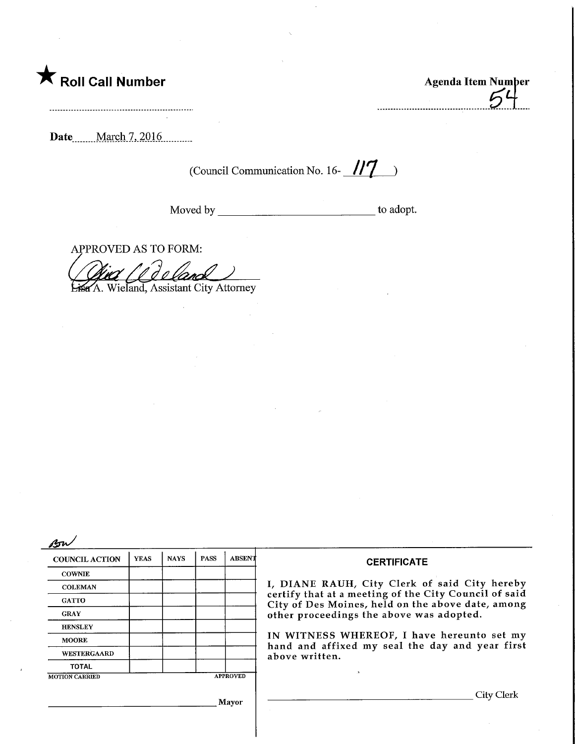★ **Roll Call Number**

**Agenda Item Number** 54

**Date** March 7, 2016

(Council Communication No. 16- 117 )

Moved by ______________________ to adopt.

APPROVED AS TO FORM:

Lisa A. Wieland, Assistant City Attorney

| COUNCIL ACTION | YEAS | NAYS | PASS | ABSENT |
|---|---|---|---|---|
| COWNIE | | | | |
| COLEMAN | | | | |
| GATTO | | | | |
| GRAY | | | | |
| HENSLEY | | | | |
| MOORE | | | | |
| WESTERGAARD | | | | |
| TOTAL | | | | |

MOTION CARRIED APPROVED

______________________ Mayor

**CERTIFICATE**

I, DIANE RAUH, City Clerk of said City hereby certify that at a meeting of the City Council of said City of Des Moines, held on the above date, among other proceedings the above was adopted.

IN WITNESS WHEREOF, I have hereunto set my hand and affixed my seal the day and year first above written.

______________________ City Clerk